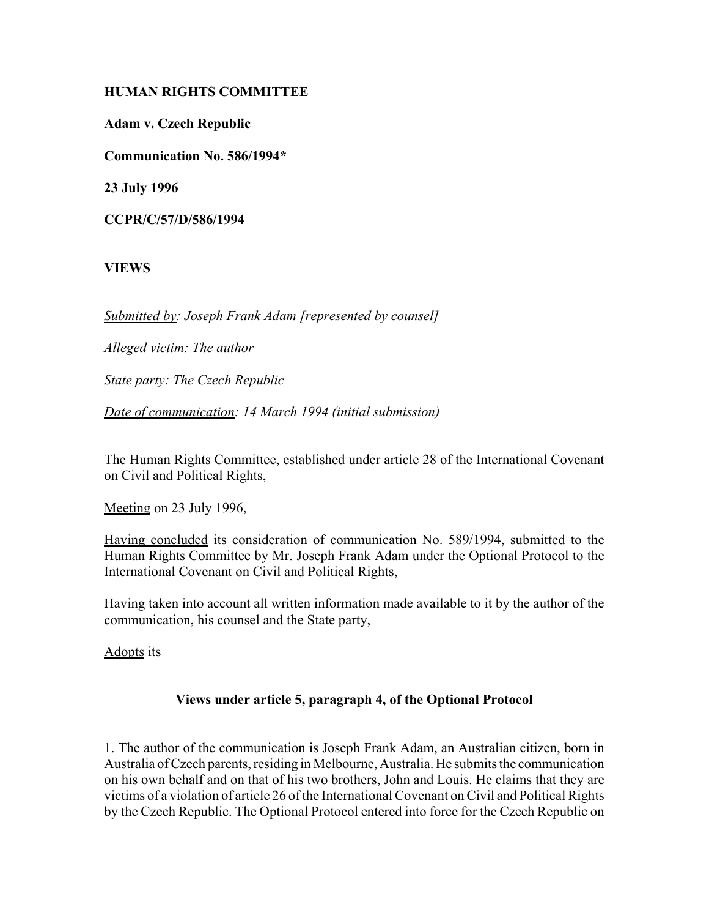**HUMAN RIGHTS COMMITTEE**

**Adam v. Czech Republic**

**Communication No. 586/1994***

**23 July 1996**

**CCPR/C/57/D/586/1994**

**VIEWS**

*Submitted by: Joseph Frank Adam [represented by counsel]*

*Alleged victim: The author*

*State party: The Czech Republic*

*Date of communication: 14 March 1994 (initial submission)*

The Human Rights Committee, established under article 28 of the International Covenant on Civil and Political Rights,

Meeting on 23 July 1996,

Having concluded its consideration of communication No. 589/1994, submitted to the Human Rights Committee by Mr. Joseph Frank Adam under the Optional Protocol to the International Covenant on Civil and Political Rights,

Having taken into account all written information made available to it by the author of the communication, his counsel and the State party,

Adopts its

## Views under article 5, paragraph 4, of the Optional Protocol

1. The author of the communication is Joseph Frank Adam, an Australian citizen, born in Australia of Czech parents, residing in Melbourne, Australia. He submits the communication on his own behalf and on that of his two brothers, John and Louis. He claims that they are victims of a violation of article 26 of the International Covenant on Civil and Political Rights by the Czech Republic. The Optional Protocol entered into force for the Czech Republic on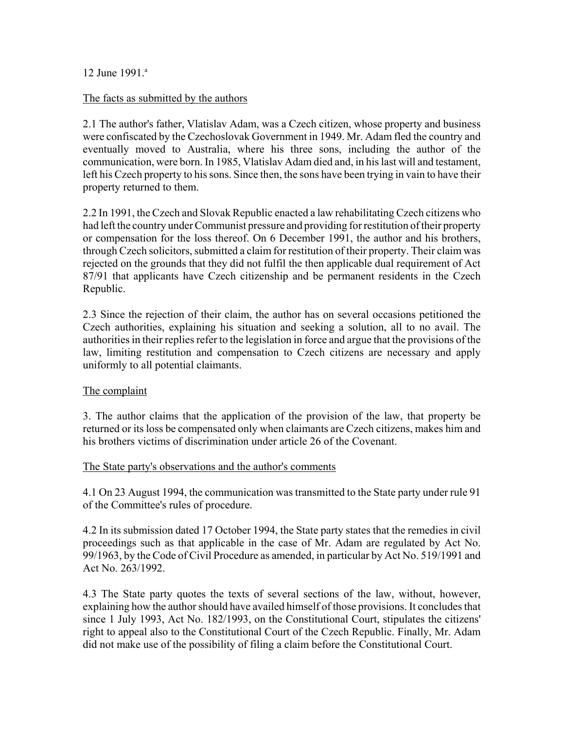12 June 1991.[a]

The facts as submitted by the authors

2.1 The author's father, Vlatislav Adam, was a Czech citizen, whose property and business were confiscated by the Czechoslovak Government in 1949. Mr. Adam fled the country and eventually moved to Australia, where his three sons, including the author of the communication, were born. In 1985, Vlatislav Adam died and, in his last will and testament, left his Czech property to his sons. Since then, the sons have been trying in vain to have their property returned to them.

2.2 In 1991, the Czech and Slovak Republic enacted a law rehabilitating Czech citizens who had left the country under Communist pressure and providing for restitution of their property or compensation for the loss thereof. On 6 December 1991, the author and his brothers, through Czech solicitors, submitted a claim for restitution of their property. Their claim was rejected on the grounds that they did not fulfil the then applicable dual requirement of Act 87/91 that applicants have Czech citizenship and be permanent residents in the Czech Republic.

2.3 Since the rejection of their claim, the author has on several occasions petitioned the Czech authorities, explaining his situation and seeking a solution, all to no avail. The authorities in their replies refer to the legislation in force and argue that the provisions of the law, limiting restitution and compensation to Czech citizens are necessary and apply uniformly to all potential claimants.

The complaint

3. The author claims that the application of the provision of the law, that property be returned or its loss be compensated only when claimants are Czech citizens, makes him and his brothers victims of discrimination under article 26 of the Covenant.

The State party's observations and the author's comments

4.1 On 23 August 1994, the communication was transmitted to the State party under rule 91 of the Committee's rules of procedure.

4.2 In its submission dated 17 October 1994, the State party states that the remedies in civil proceedings such as that applicable in the case of Mr. Adam are regulated by Act No. 99/1963, by the Code of Civil Procedure as amended, in particular by Act No. 519/1991 and Act No. 263/1992.

4.3 The State party quotes the texts of several sections of the law, without, however, explaining how the author should have availed himself of those provisions. It concludes that since 1 July 1993, Act No. 182/1993, on the Constitutional Court, stipulates the citizens' right to appeal also to the Constitutional Court of the Czech Republic. Finally, Mr. Adam did not make use of the possibility of filing a claim before the Constitutional Court.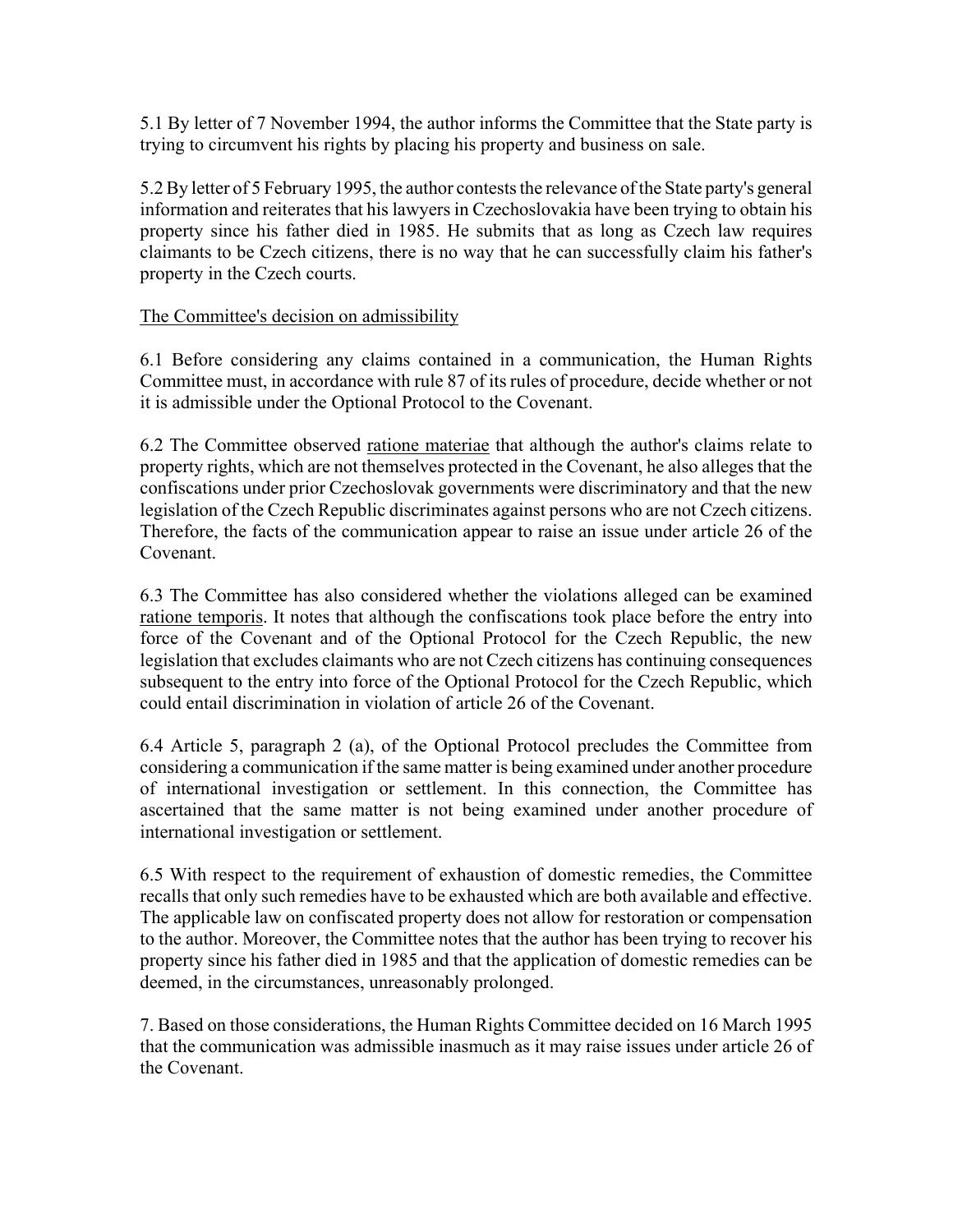5.1 By letter of 7 November 1994, the author informs the Committee that the State party is trying to circumvent his rights by placing his property and business on sale.

5.2 By letter of 5 February 1995, the author contests the relevance of the State party's general information and reiterates that his lawyers in Czechoslovakia have been trying to obtain his property since his father died in 1985. He submits that as long as Czech law requires claimants to be Czech citizens, there is no way that he can successfully claim his father's property in the Czech courts.

The Committee's decision on admissibility

6.1 Before considering any claims contained in a communication, the Human Rights Committee must, in accordance with rule 87 of its rules of procedure, decide whether or not it is admissible under the Optional Protocol to the Covenant.

6.2 The Committee observed ratione materiae that although the author's claims relate to property rights, which are not themselves protected in the Covenant, he also alleges that the confiscations under prior Czechoslovak governments were discriminatory and that the new legislation of the Czech Republic discriminates against persons who are not Czech citizens. Therefore, the facts of the communication appear to raise an issue under article 26 of the Covenant.

6.3 The Committee has also considered whether the violations alleged can be examined ratione temporis. It notes that although the confiscations took place before the entry into force of the Covenant and of the Optional Protocol for the Czech Republic, the new legislation that excludes claimants who are not Czech citizens has continuing consequences subsequent to the entry into force of the Optional Protocol for the Czech Republic, which could entail discrimination in violation of article 26 of the Covenant.

6.4 Article 5, paragraph 2 (a), of the Optional Protocol precludes the Committee from considering a communication if the same matter is being examined under another procedure of international investigation or settlement. In this connection, the Committee has ascertained that the same matter is not being examined under another procedure of international investigation or settlement.

6.5 With respect to the requirement of exhaustion of domestic remedies, the Committee recalls that only such remedies have to be exhausted which are both available and effective. The applicable law on confiscated property does not allow for restoration or compensation to the author. Moreover, the Committee notes that the author has been trying to recover his property since his father died in 1985 and that the application of domestic remedies can be deemed, in the circumstances, unreasonably prolonged.

7. Based on those considerations, the Human Rights Committee decided on 16 March 1995 that the communication was admissible inasmuch as it may raise issues under article 26 of the Covenant.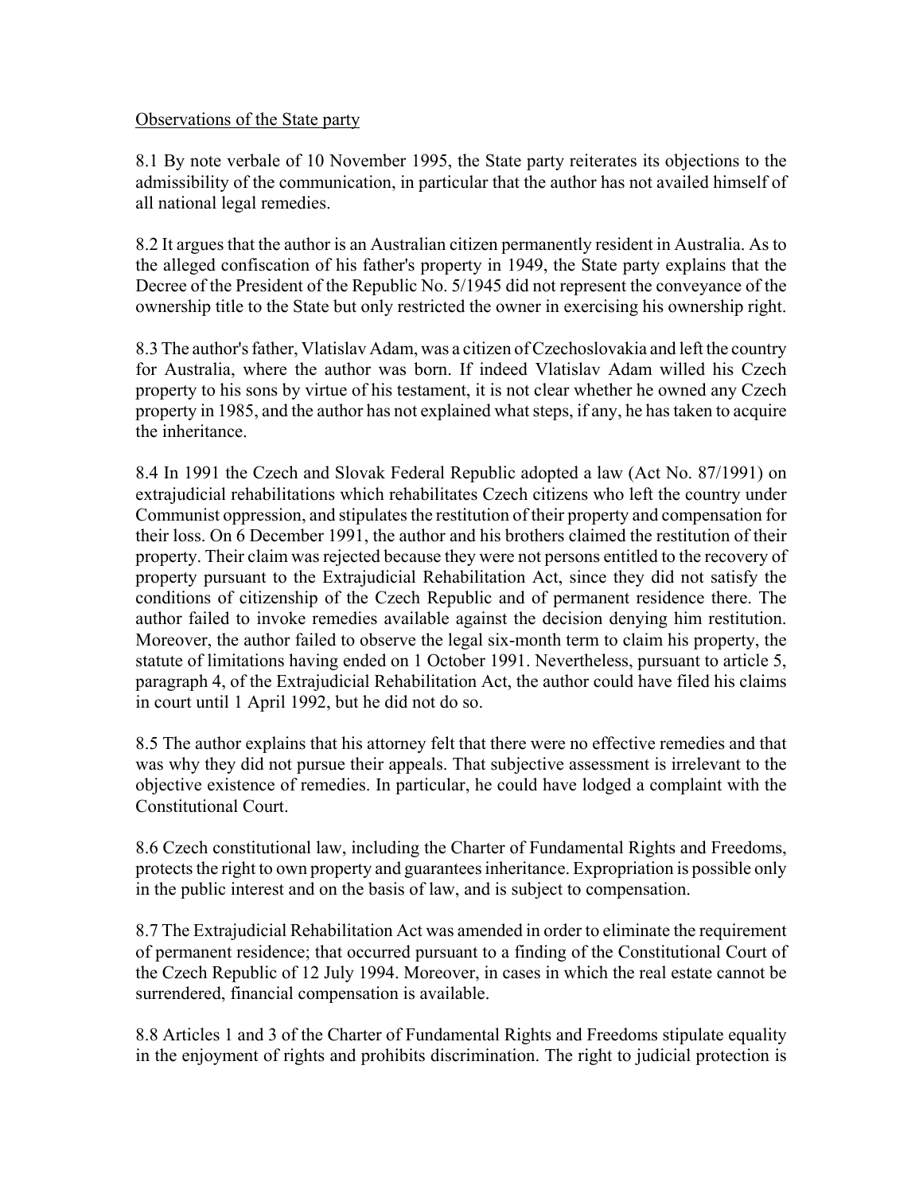Observations of the State party

8.1 By note verbale of 10 November 1995, the State party reiterates its objections to the admissibility of the communication, in particular that the author has not availed himself of all national legal remedies.

8.2 It argues that the author is an Australian citizen permanently resident in Australia. As to the alleged confiscation of his father's property in 1949, the State party explains that the Decree of the President of the Republic No. 5/1945 did not represent the conveyance of the ownership title to the State but only restricted the owner in exercising his ownership right.

8.3 The author's father, Vlatislav Adam, was a citizen of Czechoslovakia and left the country for Australia, where the author was born. If indeed Vlatislav Adam willed his Czech property to his sons by virtue of his testament, it is not clear whether he owned any Czech property in 1985, and the author has not explained what steps, if any, he has taken to acquire the inheritance.

8.4 In 1991 the Czech and Slovak Federal Republic adopted a law (Act No. 87/1991) on extrajudicial rehabilitations which rehabilitates Czech citizens who left the country under Communist oppression, and stipulates the restitution of their property and compensation for their loss. On 6 December 1991, the author and his brothers claimed the restitution of their property. Their claim was rejected because they were not persons entitled to the recovery of property pursuant to the Extrajudicial Rehabilitation Act, since they did not satisfy the conditions of citizenship of the Czech Republic and of permanent residence there. The author failed to invoke remedies available against the decision denying him restitution. Moreover, the author failed to observe the legal six-month term to claim his property, the statute of limitations having ended on 1 October 1991. Nevertheless, pursuant to article 5, paragraph 4, of the Extrajudicial Rehabilitation Act, the author could have filed his claims in court until 1 April 1992, but he did not do so.

8.5 The author explains that his attorney felt that there were no effective remedies and that was why they did not pursue their appeals. That subjective assessment is irrelevant to the objective existence of remedies. In particular, he could have lodged a complaint with the Constitutional Court.

8.6 Czech constitutional law, including the Charter of Fundamental Rights and Freedoms, protects the right to own property and guarantees inheritance. Expropriation is possible only in the public interest and on the basis of law, and is subject to compensation.

8.7 The Extrajudicial Rehabilitation Act was amended in order to eliminate the requirement of permanent residence; that occurred pursuant to a finding of the Constitutional Court of the Czech Republic of 12 July 1994. Moreover, in cases in which the real estate cannot be surrendered, financial compensation is available.

8.8 Articles 1 and 3 of the Charter of Fundamental Rights and Freedoms stipulate equality in the enjoyment of rights and prohibits discrimination. The right to judicial protection is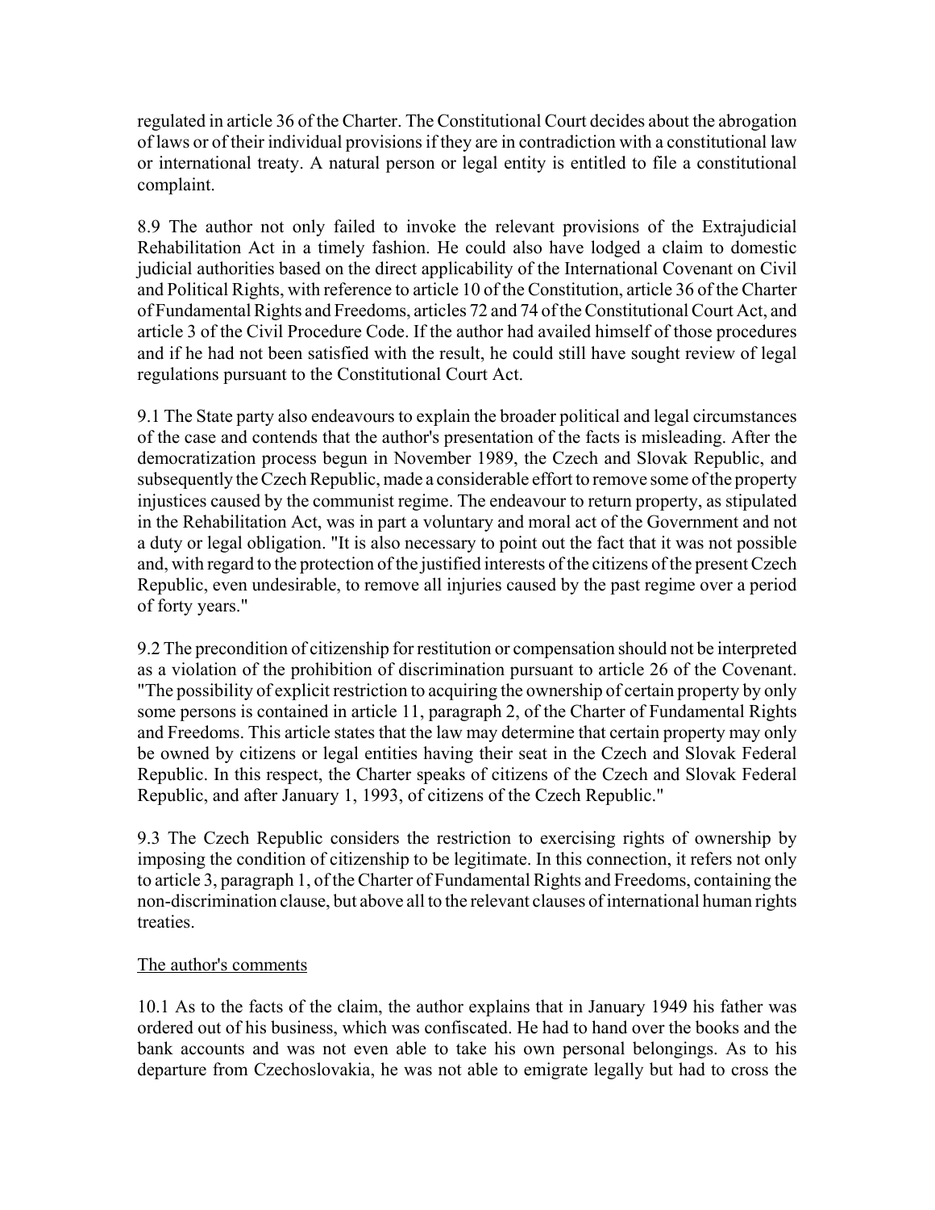regulated in article 36 of the Charter. The Constitutional Court decides about the abrogation of laws or of their individual provisions if they are in contradiction with a constitutional law or international treaty. A natural person or legal entity is entitled to file a constitutional complaint.

8.9 The author not only failed to invoke the relevant provisions of the Extrajudicial Rehabilitation Act in a timely fashion. He could also have lodged a claim to domestic judicial authorities based on the direct applicability of the International Covenant on Civil and Political Rights, with reference to article 10 of the Constitution, article 36 of the Charter of Fundamental Rights and Freedoms, articles 72 and 74 of the Constitutional Court Act, and article 3 of the Civil Procedure Code. If the author had availed himself of those procedures and if he had not been satisfied with the result, he could still have sought review of legal regulations pursuant to the Constitutional Court Act.

9.1 The State party also endeavours to explain the broader political and legal circumstances of the case and contends that the author's presentation of the facts is misleading. After the democratization process begun in November 1989, the Czech and Slovak Republic, and subsequently the Czech Republic, made a considerable effort to remove some of the property injustices caused by the communist regime. The endeavour to return property, as stipulated in the Rehabilitation Act, was in part a voluntary and moral act of the Government and not a duty or legal obligation. "It is also necessary to point out the fact that it was not possible and, with regard to the protection of the justified interests of the citizens of the present Czech Republic, even undesirable, to remove all injuries caused by the past regime over a period of forty years."

9.2 The precondition of citizenship for restitution or compensation should not be interpreted as a violation of the prohibition of discrimination pursuant to article 26 of the Covenant. "The possibility of explicit restriction to acquiring the ownership of certain property by only some persons is contained in article 11, paragraph 2, of the Charter of Fundamental Rights and Freedoms. This article states that the law may determine that certain property may only be owned by citizens or legal entities having their seat in the Czech and Slovak Federal Republic. In this respect, the Charter speaks of citizens of the Czech and Slovak Federal Republic, and after January 1, 1993, of citizens of the Czech Republic."

9.3 The Czech Republic considers the restriction to exercising rights of ownership by imposing the condition of citizenship to be legitimate. In this connection, it refers not only to article 3, paragraph 1, of the Charter of Fundamental Rights and Freedoms, containing the non-discrimination clause, but above all to the relevant clauses of international human rights treaties.

The author's comments

10.1 As to the facts of the claim, the author explains that in January 1949 his father was ordered out of his business, which was confiscated. He had to hand over the books and the bank accounts and was not even able to take his own personal belongings. As to his departure from Czechoslovakia, he was not able to emigrate legally but had to cross the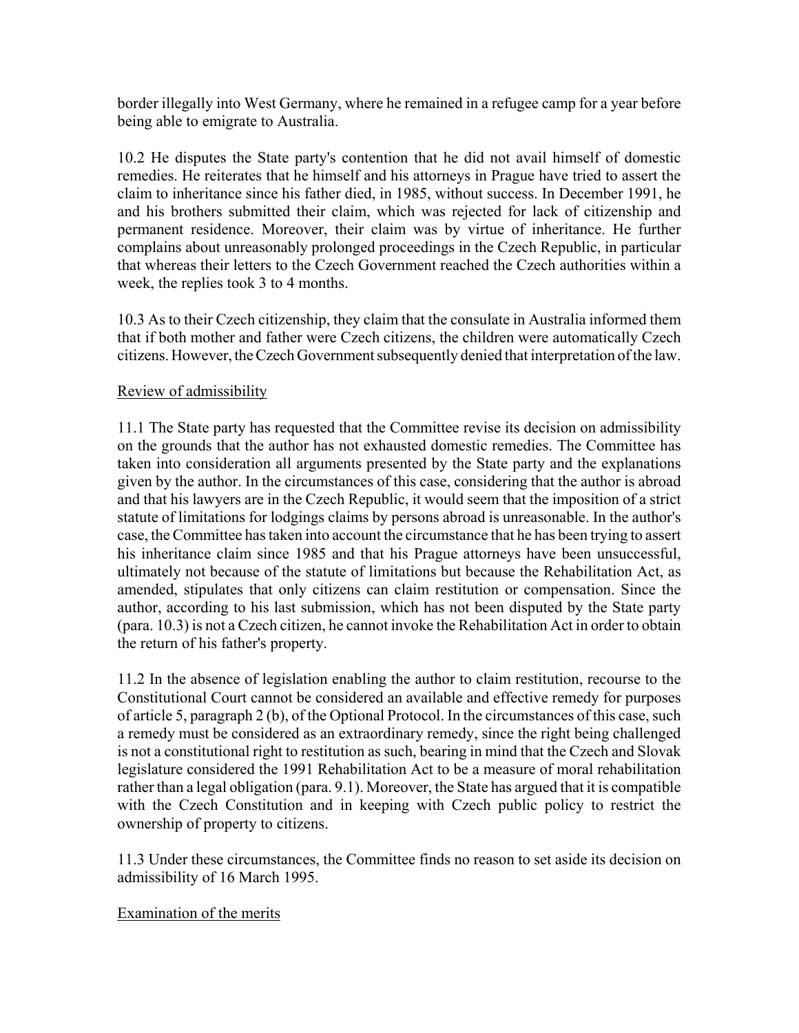border illegally into West Germany, where he remained in a refugee camp for a year before being able to emigrate to Australia.

10.2 He disputes the State party's contention that he did not avail himself of domestic remedies. He reiterates that he himself and his attorneys in Prague have tried to assert the claim to inheritance since his father died, in 1985, without success. In December 1991, he and his brothers submitted their claim, which was rejected for lack of citizenship and permanent residence. Moreover, their claim was by virtue of inheritance. He further complains about unreasonably prolonged proceedings in the Czech Republic, in particular that whereas their letters to the Czech Government reached the Czech authorities within a week, the replies took 3 to 4 months.

10.3 As to their Czech citizenship, they claim that the consulate in Australia informed them that if both mother and father were Czech citizens, the children were automatically Czech citizens. However, the Czech Government subsequently denied that interpretation of the law.

Review of admissibility

11.1 The State party has requested that the Committee revise its decision on admissibility on the grounds that the author has not exhausted domestic remedies. The Committee has taken into consideration all arguments presented by the State party and the explanations given by the author. In the circumstances of this case, considering that the author is abroad and that his lawyers are in the Czech Republic, it would seem that the imposition of a strict statute of limitations for lodgings claims by persons abroad is unreasonable. In the author's case, the Committee has taken into account the circumstance that he has been trying to assert his inheritance claim since 1985 and that his Prague attorneys have been unsuccessful, ultimately not because of the statute of limitations but because the Rehabilitation Act, as amended, stipulates that only citizens can claim restitution or compensation. Since the author, according to his last submission, which has not been disputed by the State party (para. 10.3) is not a Czech citizen, he cannot invoke the Rehabilitation Act in order to obtain the return of his father's property.

11.2 In the absence of legislation enabling the author to claim restitution, recourse to the Constitutional Court cannot be considered an available and effective remedy for purposes of article 5, paragraph 2 (b), of the Optional Protocol. In the circumstances of this case, such a remedy must be considered as an extraordinary remedy, since the right being challenged is not a constitutional right to restitution as such, bearing in mind that the Czech and Slovak legislature considered the 1991 Rehabilitation Act to be a measure of moral rehabilitation rather than a legal obligation (para. 9.1). Moreover, the State has argued that it is compatible with the Czech Constitution and in keeping with Czech public policy to restrict the ownership of property to citizens.

11.3 Under these circumstances, the Committee finds no reason to set aside its decision on admissibility of 16 March 1995.

Examination of the merits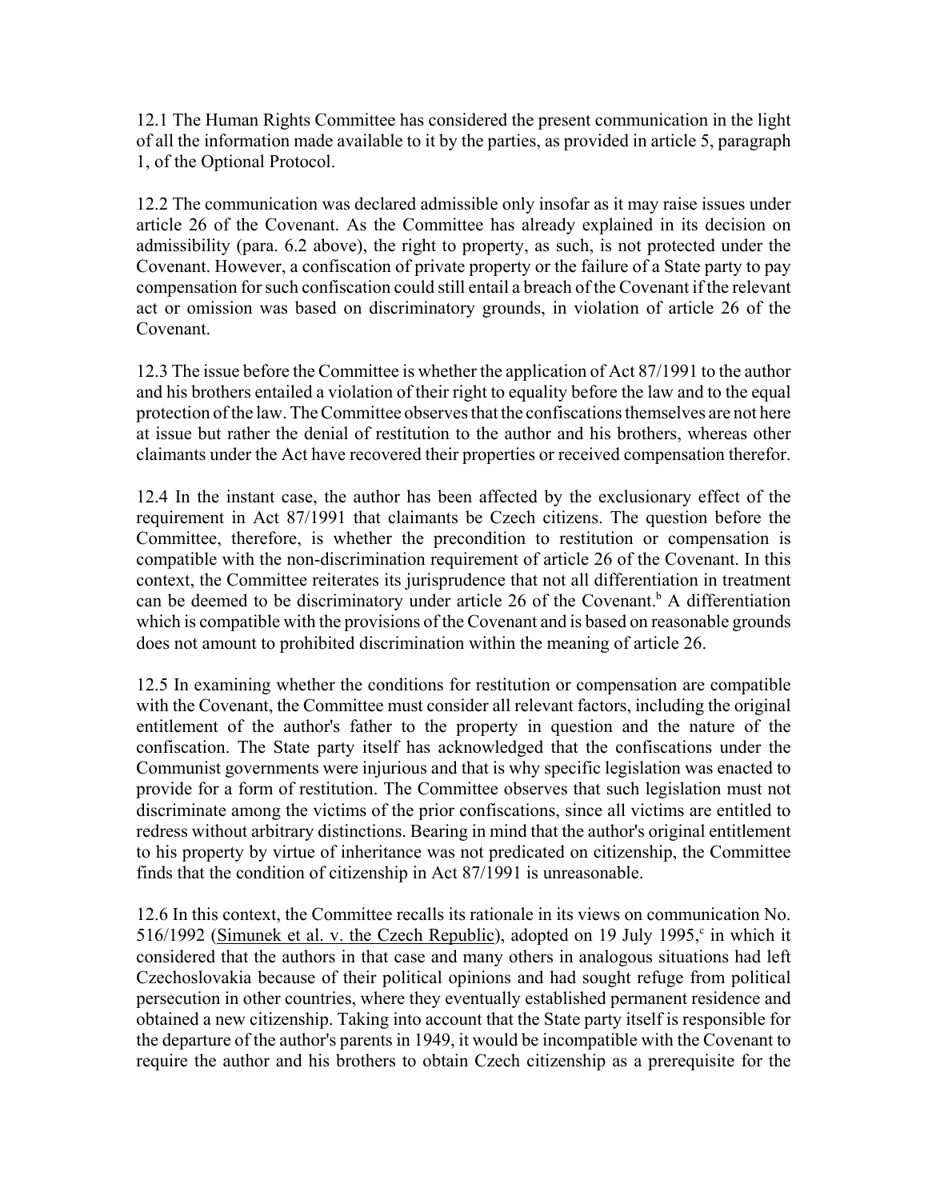12.1 The Human Rights Committee has considered the present communication in the light of all the information made available to it by the parties, as provided in article 5, paragraph 1, of the Optional Protocol.

12.2 The communication was declared admissible only insofar as it may raise issues under article 26 of the Covenant. As the Committee has already explained in its decision on admissibility (para. 6.2 above), the right to property, as such, is not protected under the Covenant. However, a confiscation of private property or the failure of a State party to pay compensation for such confiscation could still entail a breach of the Covenant if the relevant act or omission was based on discriminatory grounds, in violation of article 26 of the Covenant.

12.3 The issue before the Committee is whether the application of Act 87/1991 to the author and his brothers entailed a violation of their right to equality before the law and to the equal protection of the law. The Committee observes that the confiscations themselves are not here at issue but rather the denial of restitution to the author and his brothers, whereas other claimants under the Act have recovered their properties or received compensation therefor.

12.4 In the instant case, the author has been affected by the exclusionary effect of the requirement in Act 87/1991 that claimants be Czech citizens. The question before the Committee, therefore, is whether the precondition to restitution or compensation is compatible with the non-discrimination requirement of article 26 of the Covenant. In this context, the Committee reiterates its jurisprudence that not all differentiation in treatment can be deemed to be discriminatory under article 26 of the Covenant.[b] A differentiation which is compatible with the provisions of the Covenant and is based on reasonable grounds does not amount to prohibited discrimination within the meaning of article 26.

12.5 In examining whether the conditions for restitution or compensation are compatible with the Covenant, the Committee must consider all relevant factors, including the original entitlement of the author's father to the property in question and the nature of the confiscation. The State party itself has acknowledged that the confiscations under the Communist governments were injurious and that is why specific legislation was enacted to provide for a form of restitution. The Committee observes that such legislation must not discriminate among the victims of the prior confiscations, since all victims are entitled to redress without arbitrary distinctions. Bearing in mind that the author's original entitlement to his property by virtue of inheritance was not predicated on citizenship, the Committee finds that the condition of citizenship in Act 87/1991 is unreasonable.

12.6 In this context, the Committee recalls its rationale in its views on communication No. 516/1992 (Simunek et al. v. the Czech Republic), adopted on 19 July 1995,[c] in which it considered that the authors in that case and many others in analogous situations had left Czechoslovakia because of their political opinions and had sought refuge from political persecution in other countries, where they eventually established permanent residence and obtained a new citizenship. Taking into account that the State party itself is responsible for the departure of the author's parents in 1949, it would be incompatible with the Covenant to require the author and his brothers to obtain Czech citizenship as a prerequisite for the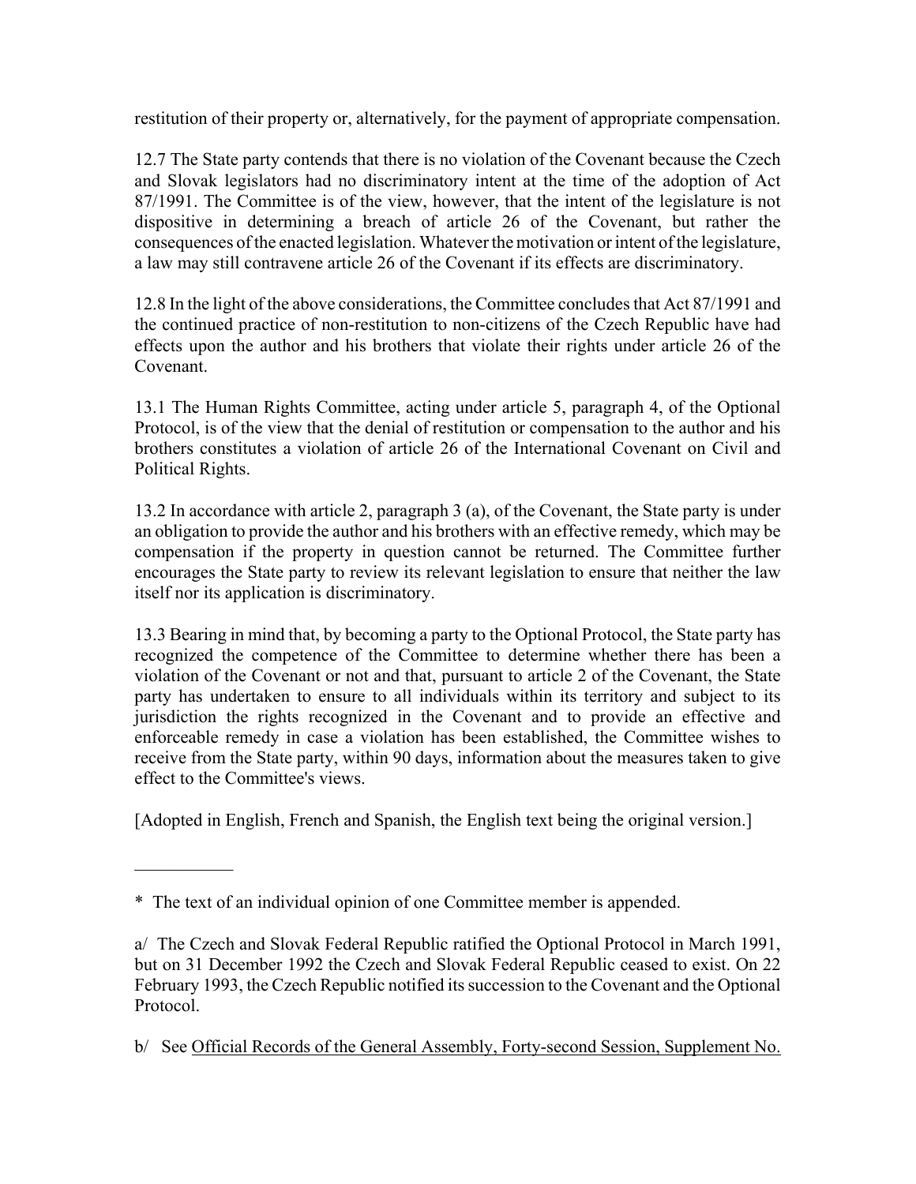restitution of their property or, alternatively, for the payment of appropriate compensation.

12.7 The State party contends that there is no violation of the Covenant because the Czech and Slovak legislators had no discriminatory intent at the time of the adoption of Act 87/1991. The Committee is of the view, however, that the intent of the legislature is not dispositive in determining a breach of article 26 of the Covenant, but rather the consequences of the enacted legislation. Whatever the motivation or intent of the legislature, a law may still contravene article 26 of the Covenant if its effects are discriminatory.

12.8 In the light of the above considerations, the Committee concludes that Act 87/1991 and the continued practice of non-restitution to non-citizens of the Czech Republic have had effects upon the author and his brothers that violate their rights under article 26 of the Covenant.

13.1 The Human Rights Committee, acting under article 5, paragraph 4, of the Optional Protocol, is of the view that the denial of restitution or compensation to the author and his brothers constitutes a violation of article 26 of the International Covenant on Civil and Political Rights.

13.2 In accordance with article 2, paragraph 3 (a), of the Covenant, the State party is under an obligation to provide the author and his brothers with an effective remedy, which may be compensation if the property in question cannot be returned. The Committee further encourages the State party to review its relevant legislation to ensure that neither the law itself nor its application is discriminatory.

13.3 Bearing in mind that, by becoming a party to the Optional Protocol, the State party has recognized the competence of the Committee to determine whether there has been a violation of the Covenant or not and that, pursuant to article 2 of the Covenant, the State party has undertaken to ensure to all individuals within its territory and subject to its jurisdiction the rights recognized in the Covenant and to provide an effective and enforceable remedy in case a violation has been established, the Committee wishes to receive from the State party, within 90 days, information about the measures taken to give effect to the Committee's views.

[Adopted in English, French and Spanish, the English text being the original version.]

---

* The text of an individual opinion of one Committee member is appended.

a/ The Czech and Slovak Federal Republic ratified the Optional Protocol in March 1991, but on 31 December 1992 the Czech and Slovak Federal Republic ceased to exist. On 22 February 1993, the Czech Republic notified its succession to the Covenant and the Optional Protocol.

b/ See Official Records of the General Assembly, Forty-second Session, Supplement No.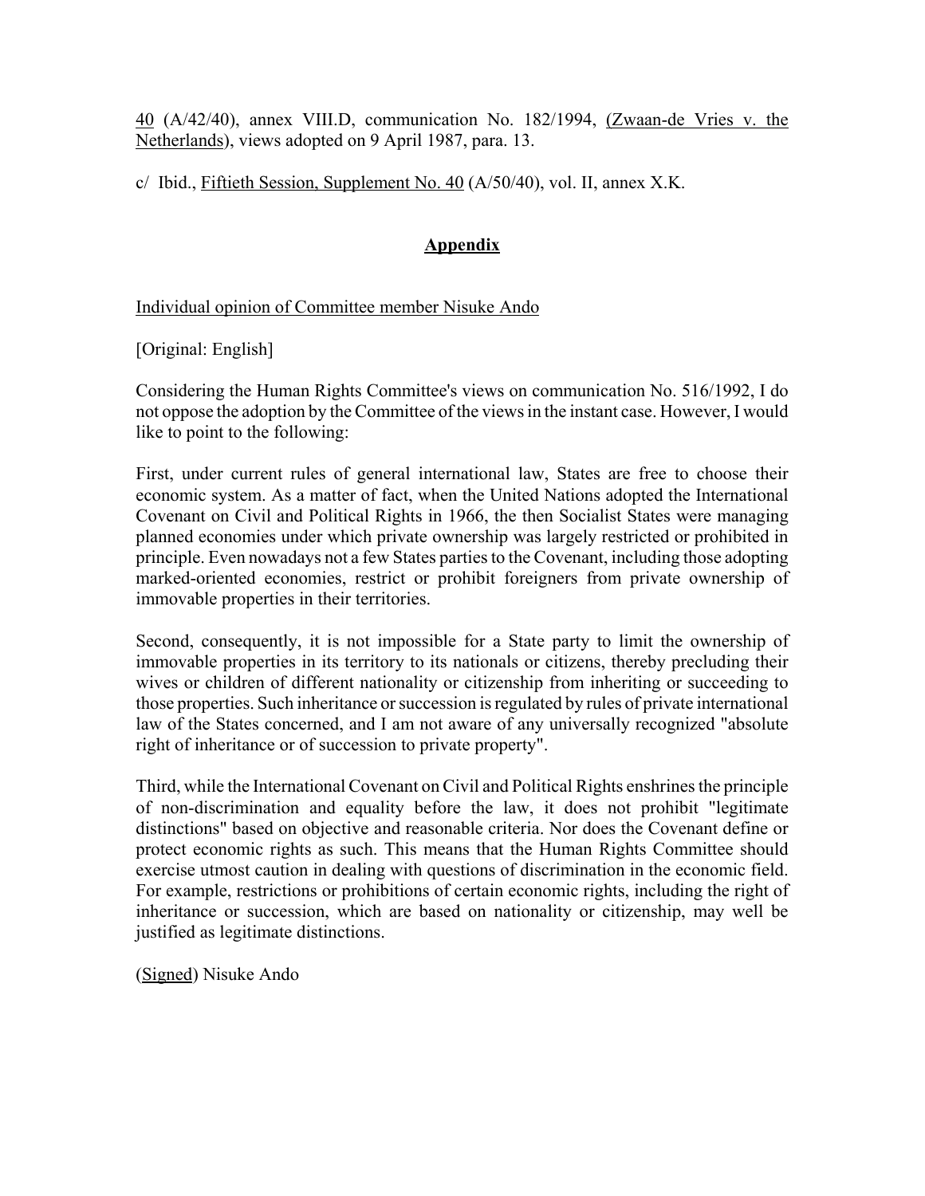40 (A/42/40), annex VIII.D, communication No. 182/1994, (Zwaan-de Vries v. the Netherlands), views adopted on 9 April 1987, para. 13.

c/ Ibid., Fiftieth Session, Supplement No. 40 (A/50/40), vol. II, annex X.K.

## Appendix

Individual opinion of Committee member Nisuke Ando

[Original: English]

Considering the Human Rights Committee's views on communication No. 516/1992, I do not oppose the adoption by the Committee of the views in the instant case. However, I would like to point to the following:

First, under current rules of general international law, States are free to choose their economic system. As a matter of fact, when the United Nations adopted the International Covenant on Civil and Political Rights in 1966, the then Socialist States were managing planned economies under which private ownership was largely restricted or prohibited in principle. Even nowadays not a few States parties to the Covenant, including those adopting marked-oriented economies, restrict or prohibit foreigners from private ownership of immovable properties in their territories.

Second, consequently, it is not impossible for a State party to limit the ownership of immovable properties in its territory to its nationals or citizens, thereby precluding their wives or children of different nationality or citizenship from inheriting or succeeding to those properties. Such inheritance or succession is regulated by rules of private international law of the States concerned, and I am not aware of any universally recognized "absolute right of inheritance or of succession to private property".

Third, while the International Covenant on Civil and Political Rights enshrines the principle of non-discrimination and equality before the law, it does not prohibit "legitimate distinctions" based on objective and reasonable criteria. Nor does the Covenant define or protect economic rights as such. This means that the Human Rights Committee should exercise utmost caution in dealing with questions of discrimination in the economic field. For example, restrictions or prohibitions of certain economic rights, including the right of inheritance or succession, which are based on nationality or citizenship, may well be justified as legitimate distinctions.

(Signed) Nisuke Ando